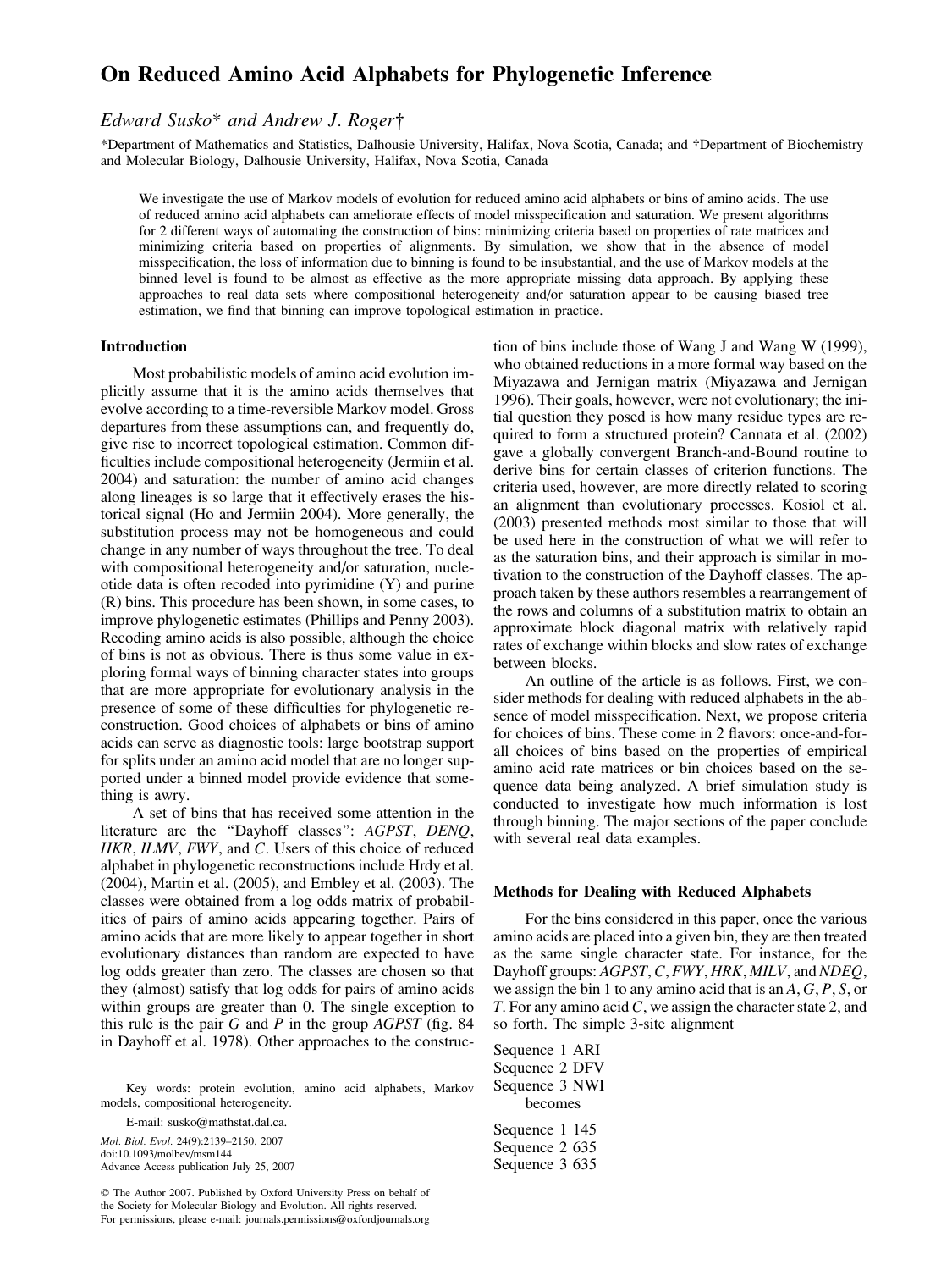# On Reduced Amino Acid Alphabets for Phylogenetic Inference

*Edward Susko\* and Andrew J. Roger†*

\*Department of Mathematics and Statistics, Dalhousie University, Halifax, Nova Scotia, Canada; and †Department of Biochemistry and Molecular Biology, Dalhousie University, Halifax, Nova Scotia, Canada

We investigate the use of Markov models of evolution for reduced amino acid alphabets or bins of amino acids. The use of reduced amino acid alphabets can ameliorate effects of model misspecification and saturation. We present algorithms for 2 different ways of automating the construction of bins: minimizing criteria based on properties of rate matrices and minimizing criteria based on properties of alignments. By simulation, we show that in the absence of model misspecification, the loss of information due to binning is found to be insubstantial, and the use of Markov models at the binned level is found to be almost as effective as the more appropriate missing data approach. By applying these approaches to real data sets where compositional heterogeneity and/or saturation appear to be causing biased tree estimation, we find that binning can improve topological estimation in practice.

## Introduction

Most probabilistic models of amino acid evolution implicitly assume that it is the amino acids themselves that evolve according to a time-reversible Markov model. Gross departures from these assumptions can, and frequently do, give rise to incorrect topological estimation. Common difficulties include compositional heterogeneity (Jermiin et al. 2004) and saturation: the number of amino acid changes along lineages is so large that it effectively erases the historical signal (Ho and Jermiin 2004). More generally, the substitution process may not be homogeneous and could change in any number of ways throughout the tree. To deal with compositional heterogeneity and/or saturation, nucleotide data is often recoded into pyrimidine (Y) and purine (R) bins. This procedure has been shown, in some cases, to improve phylogenetic estimates (Phillips and Penny 2003). Recoding amino acids is also possible, although the choice of bins is not as obvious. There is thus some value in exploring formal ways of binning character states into groups that are more appropriate for evolutionary analysis in the presence of some of these difficulties for phylogenetic reconstruction. Good choices of alphabets or bins of amino acids can serve as diagnostic tools: large bootstrap support for splits under an amino acid model that are no longer supported under a binned model provide evidence that something is awry.

A set of bins that has received some attention in the literature are the "Dayhoff classes": *AGPST*, *DENQ*, *HKR*, *ILMV*, *FWY*, and *C*. Users of this choice of reduced alphabet in phylogenetic reconstructions include Hrdy et al. (2004), Martin et al. (2005), and Embley et al. (2003). The classes were obtained from a log odds matrix of probabilities of pairs of amino acids appearing together. Pairs of amino acids that are more likely to appear together in short evolutionary distances than random are expected to have log odds greater than zero. The classes are chosen so that they (almost) satisfy that log odds for pairs of amino acids within groups are greater than 0. The single exception to this rule is the pair *G* and *P* in the group *AGPST* (fig. 84 in Dayhoff et al. 1978). Other approaches to the construction of bins include those of Wang J and Wang W (1999), who obtained reductions in a more formal way based on the Miyazawa and Jernigan matrix (Miyazawa and Jernigan 1996). Their goals, however, were not evolutionary; the initial question they posed is how many residue types are required to form a structured protein? Cannata et al. (2002) gave a globally convergent Branch-and-Bound routine to derive bins for certain classes of criterion functions. The criteria used, however, are more directly related to scoring an alignment than evolutionary processes. Kosiol et al. (2003) presented methods most similar to those that will be used here in the construction of what we will refer to as the saturation bins, and their approach is similar in motivation to the construction of the Dayhoff classes. The approach taken by these authors resembles a rearrangement of the rows and columns of a substitution matrix to obtain an approximate block diagonal matrix with relatively rapid rates of exchange within blocks and slow rates of exchange between blocks.

An outline of the article is as follows. First, we consider methods for dealing with reduced alphabets in the absence of model misspecification. Next, we propose criteria for choices of bins. These come in 2 flavors: once-and-for-all choices of bins based on the properties of empirical amino acid rate matrices or bin choices based on the sequence data being analyzed. A brief simulation study is conducted to investigate how much information is lost through binning. The major sections of the paper conclude with several real data examples.

Key words: protein evolution, amino acid alphabets, Markov models, compositional heterogeneity.

E-mail: susko@mathstat.dal.ca.

*Mol. Biol. Evol.* 24(9):2139–2150. 2007
doi:10.1093/molbev/msm144
Advance Access publication July 25, 2007

© The Author 2007. Published by Oxford University Press on behalf of the Society for Molecular Biology and Evolution. All rights reserved. For permissions, please e-mail: journals.permissions@oxfordjournals.org

## Methods for Dealing with Reduced Alphabets

For the bins considered in this paper, once the various amino acids are placed into a given bin, they are then treated as the same single character state. For instance, for the Dayhoff groups: *AGPST*, *C*, *FWY*, *HRK*, *MILV*, and *NDEQ*, we assign the bin 1 to any amino acid that is an *A*, *G*, *P*, *S*, or *T*. For any amino acid *C*, we assign the character state 2, and so forth. The simple 3-site alignment

Sequence 1 ARI
Sequence 2 DFV
Sequence 3 NWI

becomes

Sequence 1 145
Sequence 2 635
Sequence 3 635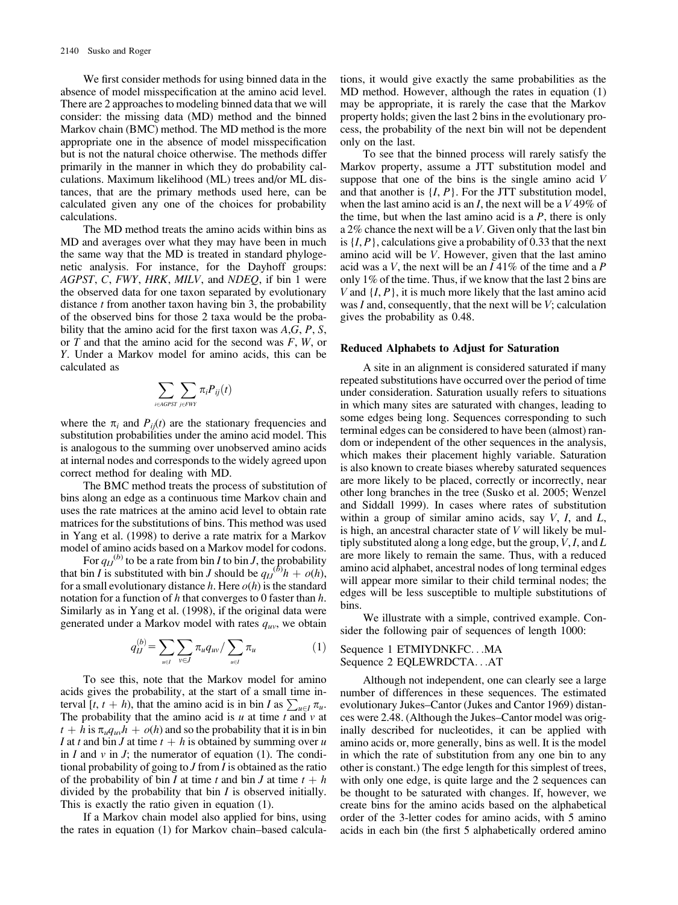We first consider methods for using binned data in the absence of model misspecification at the amino acid level. There are 2 approaches to modeling binned data that we will consider: the missing data (MD) method and the binned Markov chain (BMC) method. The MD method is the more appropriate one in the absence of model misspecification but is not the natural choice otherwise. The methods differ primarily in the manner in which they do probability calculations. Maximum likelihood (ML) trees and/or ML distances, that are the primary methods used here, can be calculated given any one of the choices for probability calculations.

The MD method treats the amino acids within bins as MD and averages over what they may have been in much the same way that the MD is treated in standard phylogenetic analysis. For instance, for the Dayhoff groups: *AGPST*, *C*, *FWY*, *HRK*, *MILV*, and *NDEQ*, if bin 1 were the observed data for one taxon separated by evolutionary distance $t$ from another taxon having bin 3, the probability of the observed bins for those 2 taxa would be the probability that the amino acid for the first taxon was $A$, $G$, $P$, $S$, or $T$ and that the amino acid for the second was $F$, $W$, or $Y$. Under a Markov model for amino acids, this can be calculated as

$$\sum_{i \in AGPST} \sum_{j \in FWY} \pi_i P_{ij}(t)$$

where the $\pi_i$ and $P_{ij}(t)$ are the stationary frequencies and substitution probabilities under the amino acid model. This is analogous to the summing over unobserved amino acids at internal nodes and corresponds to the widely agreed upon correct method for dealing with MD.

The BMC method treats the process of substitution of bins along an edge as a continuous time Markov chain and uses the rate matrices at the amino acid level to obtain rate matrices for the substitutions of bins. This method was used in Yang et al. (1998) to derive a rate matrix for a Markov model of amino acids based on a Markov model for codons.

For $q_{IJ}^{(b)}$ to be a rate from bin $I$ to bin $J$, the probability that bin $I$ is substituted with bin $J$ should be $q_{IJ}^{(b)}h + o(h)$, for a small evolutionary distance $h$. Here $o(h)$ is the standard notation for a function of $h$ that converges to 0 faster than $h$. Similarly as in Yang et al. (1998), if the original data were generated under a Markov model with rates $q_{uv}$, we obtain

$$q_{IJ}^{(b)} = \sum_{u \in I} \sum_{v \in J} \pi_u q_{uv} \Big/ \sum_{u \in I} \pi_u \qquad (1)$$

To see this, note that the Markov model for amino acids gives the probability, at the start of a small time interval $[t, t+h)$, that the amino acid is in bin $I$ as $\sum_{u \in I} \pi_u$. The probability that the amino acid is $u$ at time $t$ and $v$ at $t+h$ is $\pi_u q_{uv} h + o(h)$ and so the probability that it is in bin $I$ at $t$ and bin $J$ at time $t+h$ is obtained by summing over $u$ in $I$ and $v$ in $J$; the numerator of equation (1). The conditional probability of going to $J$ from $I$ is obtained as the ratio of the probability of bin $I$ at time $t$ and bin $J$ at time $t+h$ divided by the probability that bin $I$ is observed initially. This is exactly the ratio given in equation (1).

If a Markov chain model also applied for bins, using the rates in equation (1) for Markov chain–based calculations, it would give exactly the same probabilities as the MD method. However, although the rates in equation (1) may be appropriate, it is rarely the case that the Markov property holds; given the last 2 bins in the evolutionary process, the probability of the next bin will not be dependent only on the last.

To see that the binned process will rarely satisfy the Markov property, assume a JTT substitution model and suppose that one of the bins is the single amino acid $V$ and that another is $\{I, P\}$. For the JTT substitution model, when the last amino acid is an $I$, the next will be a $V$ 49% of the time, but when the last amino acid is a $P$, there is only a 2% chance the next will be a $V$. Given only that the last bin is $\{I, P\}$, calculations give a probability of 0.33 that the next amino acid will be $V$. However, given that the last amino acid was a $V$, the next will be an $I$ 41% of the time and a $P$ only 1% of the time. Thus, if we know that the last 2 bins are $V$ and $\{I, P\}$, it is much more likely that the last amino acid was $I$ and, consequently, that the next will be $V$; calculation gives the probability as 0.48.

### Reduced Alphabets to Adjust for Saturation

A site in an alignment is considered saturated if many repeated substitutions have occurred over the period of time under consideration. Saturation usually refers to situations in which many sites are saturated with changes, leading to some edges being long. Sequences corresponding to such terminal edges can be considered to have been (almost) random or independent of the other sequences in the analysis, which makes their placement highly variable. Saturation is also known to create biases whereby saturated sequences are more likely to be placed, correctly or incorrectly, near other long branches in the tree (Susko et al. 2005; Wenzel and Siddall 1999). In cases where rates of substitution within a group of similar amino acids, say $V$, $I$, and $L$, is high, an ancestral character state of $V$ will likely be multiply substituted along a long edge, but the group, $V$, $I$, and $L$ are more likely to remain the same. Thus, with a reduced amino acid alphabet, ancestral nodes of long terminal edges will appear more similar to their child terminal nodes; the edges will be less susceptible to multiple substitutions of bins.

We illustrate with a simple, contrived example. Consider the following pair of sequences of length 1000:

Sequence 1 ETMIYDNKFC. . .MA
Sequence 2 EQLEWRDCTA. . .AT

Although not independent, one can clearly see a large number of differences in these sequences. The estimated evolutionary Jukes–Cantor (Jukes and Cantor 1969) distances were 2.48. (Although the Jukes–Cantor model was originally described for nucleotides, it can be applied with amino acids or, more generally, bins as well. It is the model in which the rate of substitution from any one bin to any other is constant.) The edge length for this simplest of trees, with only one edge, is quite large and the 2 sequences can be thought to be saturated with changes. If, however, we create bins for the amino acids based on the alphabetical order of the 3-letter codes for amino acids, with 5 amino acids in each bin (the first 5 alphabetically ordered amino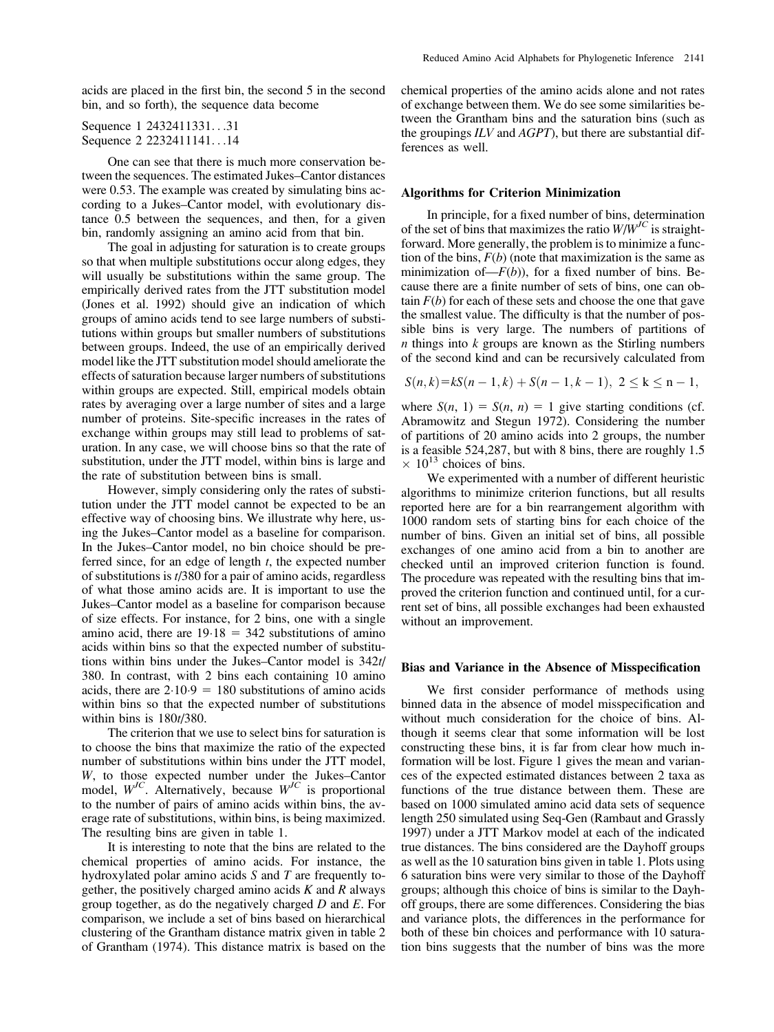acids are placed in the first bin, the second 5 in the second bin, and so forth), the sequence data become

Sequence 1 2432411331…31
Sequence 2 2232411141…14

One can see that there is much more conservation between the sequences. The estimated Jukes–Cantor distances were 0.53. The example was created by simulating bins according to a Jukes–Cantor model, with evolutionary distance 0.5 between the sequences, and then, for a given bin, randomly assigning an amino acid from that bin.

The goal in adjusting for saturation is to create groups so that when multiple substitutions occur along edges, they will usually be substitutions within the same group. The empirically derived rates from the JTT substitution model (Jones et al. 1992) should give an indication of which groups of amino acids tend to see large numbers of substitutions within groups but smaller numbers of substitutions between groups. Indeed, the use of an empirically derived model like the JTT substitution model should ameliorate the effects of saturation because larger numbers of substitutions within groups are expected. Still, empirical models obtain rates by averaging over a large number of sites and a large number of proteins. Site-specific increases in the rates of exchange within groups may still lead to problems of saturation. In any case, we will choose bins so that the rate of substitution, under the JTT model, within bins is large and the rate of substitution between bins is small.

However, simply considering only the rates of substitution under the JTT model cannot be expected to be an effective way of choosing bins. We illustrate why here, using the Jukes–Cantor model as a baseline for comparison. In the Jukes–Cantor model, no bin choice should be preferred since, for an edge of length $t$, the expected number of substitutions is $t/380$ for a pair of amino acids, regardless of what those amino acids are. It is important to use the Jukes–Cantor model as a baseline for comparison because of size effects. For instance, for 2 bins, one with a single amino acid, there are $19 \cdot 18 = 342$ substitutions of amino acids within bins so that the expected number of substitutions within bins under the Jukes–Cantor model is $342t/380$. In contrast, with 2 bins each containing 10 amino acids, there are $2 \cdot 10 \cdot 9 = 180$ substitutions of amino acids within bins so that the expected number of substitutions within bins is $180t/380$.

The criterion that we use to select bins for saturation is to choose the bins that maximize the ratio of the expected number of substitutions within bins under the JTT model, $W$, to those expected number under the Jukes–Cantor model, $W^{JC}$. Alternatively, because $W^{JC}$ is proportional to the number of pairs of amino acids within bins, the average rate of substitutions, within bins, is being maximized. The resulting bins are given in table 1.

It is interesting to note that the bins are related to the chemical properties of amino acids. For instance, the hydroxylated polar amino acids *S* and *T* are frequently together, the positively charged amino acids *K* and *R* always group together, as do the negatively charged *D* and *E*. For comparison, we include a set of bins based on hierarchical clustering of the Grantham distance matrix given in table 2 of Grantham (1974). This distance matrix is based on the chemical properties of the amino acids alone and not rates of exchange between them. We do see some similarities between the Grantham bins and the saturation bins (such as the groupings *ILV* and *AGPT*), but there are substantial differences as well.

## Algorithms for Criterion Minimization

In principle, for a fixed number of bins, determination of the set of bins that maximizes the ratio $W/W^{JC}$ is straightforward. More generally, the problem is to minimize a function of the bins, $F(b)$ (note that maximization is the same as minimization of—$F(b)$), for a fixed number of bins. Because there are a finite number of sets of bins, one can obtain $F(b)$ for each of these sets and choose the one that gave the smallest value. The difficulty is that the number of possible bins is very large. The numbers of partitions of $n$ things into $k$ groups are known as the Stirling numbers of the second kind and can be recursively calculated from

$$S(n,k) = kS(n-1,k) + S(n-1,k-1),\ 2 \leq k \leq n-1,$$

where $S(n, 1) = S(n, n) = 1$ give starting conditions (cf. Abramowitz and Stegun 1972). Considering the number of partitions of 20 amino acids into 2 groups, the number is a feasible 524,287, but with 8 bins, there are roughly $1.5 \times 10^{13}$ choices of bins.

We experimented with a number of different heuristic algorithms to minimize criterion functions, but all results reported here are for a bin rearrangement algorithm with 1000 random sets of starting bins for each choice of the number of bins. Given an initial set of bins, all possible exchanges of one amino acid from a bin to another are checked until an improved criterion function is found. The procedure was repeated with the resulting bins that improved the criterion function and continued until, for a current set of bins, all possible exchanges had been exhausted without an improvement.

## Bias and Variance in the Absence of Misspecification

We first consider performance of methods using binned data in the absence of model misspecification and without much consideration for the choice of bins. Although it seems clear that some information will be lost constructing these bins, it is far from clear how much information will be lost. Figure 1 gives the mean and variances of the expected estimated distances between 2 taxa as functions of the true distance between them. These are based on 1000 simulated amino acid data sets of sequence length 250 simulated using Seq-Gen (Rambaut and Grassly 1997) under a JTT Markov model at each of the indicated true distances. The bins considered are the Dayhoff groups as well as the 10 saturation bins given in table 1. Plots using 6 saturation bins were very similar to those of the Dayhoff groups; although this choice of bins is similar to the Dayhoff groups, there are some differences. Considering the bias and variance plots, the differences in the performance for both of these bin choices and performance with 10 saturation bins suggests that the number of bins was the more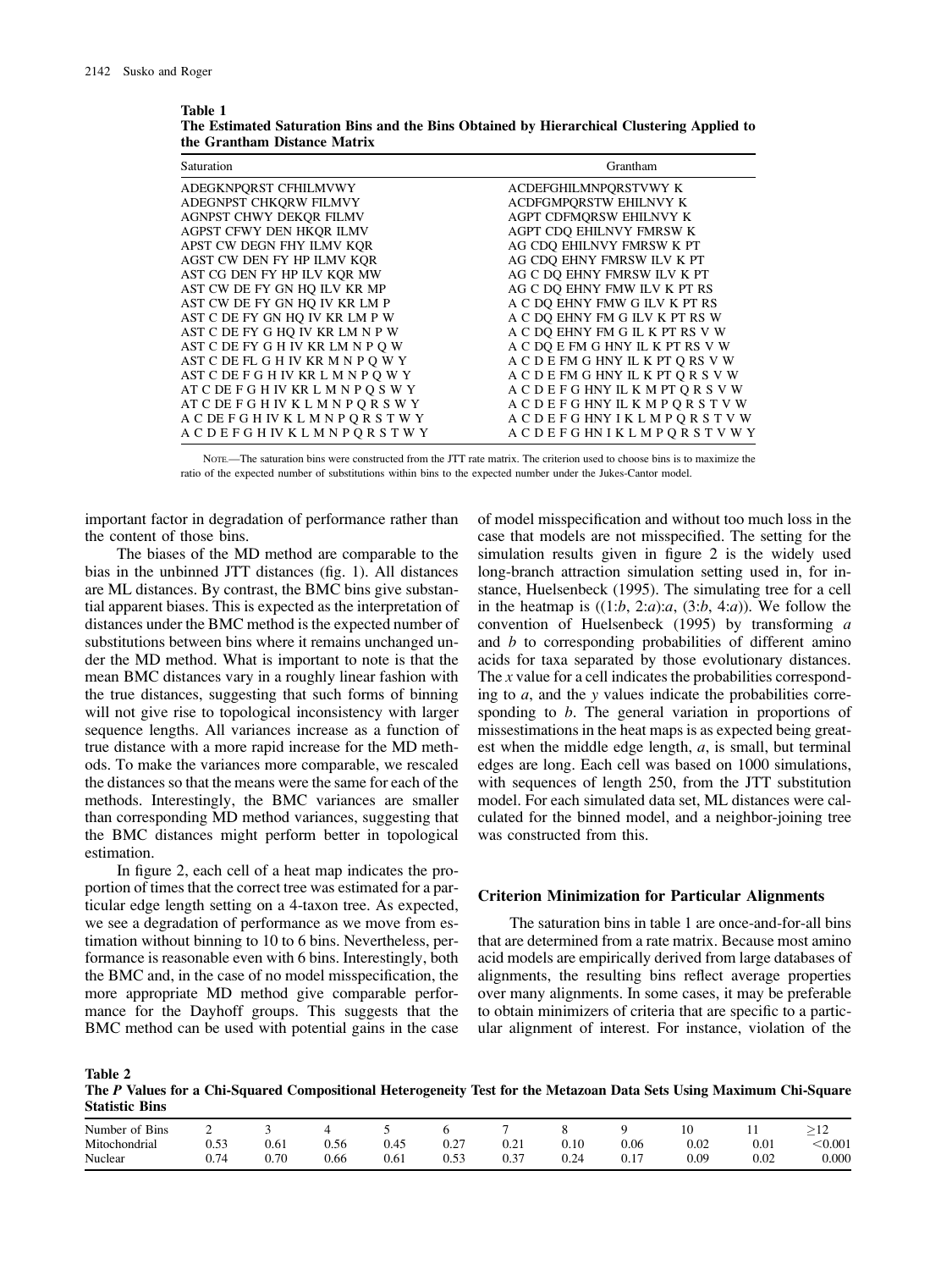**Table 1**
**The Estimated Saturation Bins and the Bins Obtained by Hierarchical Clustering Applied to the Grantham Distance Matrix**

| Saturation | Grantham |
|---|---|
| ADEGKNPQRST CFHILMVWY | ACDEFGHILMNPQRSTVWY K |
| ADEGNPST CHKQRW FILMVY | ACDFGMPQRSTW EHILNVY K |
| AGNPST CHWY DEKQR FILMV | AGPT CDFMQRSW EHILNVY K |
| AGPST CFWY DEN HKQR ILMV | AGPT CDQ EHILNVY FMRSW K |
| APST CW DEGN FHY ILMV KQR | AG CDQ EHILNVY FMRSW K PT |
| AGST CW DEN FY HP ILMV KQR | AG CDQ EHNY FMRSW ILV K PT |
| AST CG DEN FY HP ILV KQR MW | AG C DQ EHNY FMRSW ILV K PT |
| AST CW DE FY GN HQ ILV KR MP | AG C DQ EHNY FMW ILV K PT RS |
| AST CW DE FY GN HQ IV KR LM P | A C DQ EHNY FMW G ILV K PT RS |
| AST C DE FY GN HQ IV KR LM P W | A C DQ EHNY FM G ILV K PT RS W |
| AST C DE FY G HQ IV KR LM N P W | A C DQ EHNY FM G IL K PT RS V W |
| AST C DE FY G H IV KR LM N P Q W | A C DQ E FM G HNY IL K PT RS V W |
| AST C DE FL G H IV KR M N P Q W Y | A C D E FM G HNY IL K PT Q RS V W |
| AST C DE F G H IV KR L M N P Q W Y | A C D E FM G HNY IL K PT Q R S V W |
| AT C DE F G H IV KR L M N P Q S W Y | A C D E F G HNY IL K M PT Q R S V W |
| AT C DE F G H IV K L M N P Q R S W Y | A C D E F G HNY IL K M P Q R S T V W |
| A C DE F G H IV K L M N P Q R S T W Y | A C D E F G HNY I K L M P Q R S T V W |
| A C D E F G H IV K L M N P Q R S T W Y | A C D E F G HN I K L M P Q R S T V W Y |

NOTE.—The saturation bins were constructed from the JTT rate matrix. The criterion used to choose bins is to maximize the ratio of the expected number of substitutions within bins to the expected number under the Jukes-Cantor model.

important factor in degradation of performance rather than the content of those bins.

The biases of the MD method are comparable to the bias in the unbinned JTT distances (fig. 1). All distances are ML distances. By contrast, the BMC bins give substantial apparent biases. This is expected as the interpretation of distances under the BMC method is the expected number of substitutions between bins where it remains unchanged under the MD method. What is important to note is that the mean BMC distances vary in a roughly linear fashion with the true distances, suggesting that such forms of binning will not give rise to topological inconsistency with larger sequence lengths. All variances increase as a function of true distance with a more rapid increase for the MD methods. To make the variances more comparable, we rescaled the distances so that the means were the same for each of the methods. Interestingly, the BMC variances are smaller than corresponding MD method variances, suggesting that the BMC distances might perform better in topological estimation.

In figure 2, each cell of a heat map indicates the proportion of times that the correct tree was estimated for a particular edge length setting on a 4-taxon tree. As expected, we see a degradation of performance as we move from estimation without binning to 10 to 6 bins. Nevertheless, performance is reasonable even with 6 bins. Interestingly, both the BMC and, in the case of no model misspecification, the more appropriate MD method give comparable performance for the Dayhoff groups. This suggests that the BMC method can be used with potential gains in the case of model misspecification and without too much loss in the case that models are not misspecified. The setting for the simulation results given in figure 2 is the widely used long-branch attraction simulation setting used in, for instance, Huelsenbeck (1995). The simulating tree for a cell in the heatmap is ((1:*b*, 2:*a*):*a*, (3:*b*, 4:*a*)). We follow the convention of Huelsenbeck (1995) by transforming *a* and *b* to corresponding probabilities of different amino acids for taxa separated by those evolutionary distances. The *x* value for a cell indicates the probabilities corresponding to *a*, and the *y* values indicate the probabilities corresponding to *b*. The general variation in proportions of missestimations in the heat maps is as expected being greatest when the middle edge length, *a*, is small, but terminal edges are long. Each cell was based on 1000 simulations, with sequences of length 250, from the JTT substitution model. For each simulated data set, ML distances were calculated for the binned model, and a neighbor-joining tree was constructed from this.

## Criterion Minimization for Particular Alignments

The saturation bins in table 1 are once-and-for-all bins that are determined from a rate matrix. Because most amino acid models are empirically derived from large databases of alignments, the resulting bins reflect average properties over many alignments. In some cases, it may be preferable to obtain minimizers of criteria that are specific to a particular alignment of interest. For instance, violation of the

**Table 2**
**The *P* Values for a Chi-Squared Compositional Heterogeneity Test for the Metazoan Data Sets Using Maximum Chi-Square Statistic Bins**

| Number of Bins | 2 | 3 | 4 | 5 | 6 | 7 | 8 | 9 | 10 | 11 | ≥12 |
|---|---|---|---|---|---|---|---|---|---|---|---|
| Mitochondrial | 0.53 | 0.61 | 0.56 | 0.45 | 0.27 | 0.21 | 0.10 | 0.06 | 0.02 | 0.01 | <0.001 |
| Nuclear | 0.74 | 0.70 | 0.66 | 0.61 | 0.53 | 0.37 | 0.24 | 0.17 | 0.09 | 0.02 | 0.000 |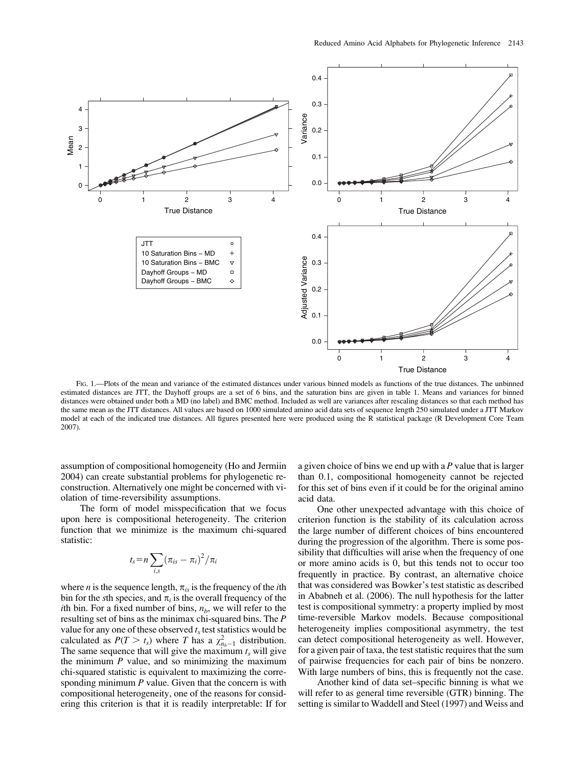FIG. 1.—Plots of the mean and variance of the estimated distances under various binned models as functions of the true distances. The unbinned estimated distances are JTT, the Dayhoff groups are a set of 6 bins, and the saturation bins are given in table 1. Means and variances for binned distances were obtained under both a MD (no label) and BMC method. Included as well are variances after rescaling distances so that each method has the same mean as the JTT distances. All values are based on 1000 simulated amino acid data sets of sequence length 250 simulated under a JTT Markov model at each of the indicated true distances. All figures presented here were produced using the R statistical package (R Development Core Team 2007).

assumption of compositional homogeneity (Ho and Jermiin 2004) can create substantial problems for phylogenetic reconstruction. Alternatively one might be concerned with violation of time-reversibility assumptions.

The form of model misspecification that we focus upon here is compositional heterogeneity. The criterion function that we minimize is the maximum chi-squared statistic:

$$t_s = n\sum_{i,s}(\pi_{is} - \pi_i)^2/\pi_i$$

where $n$ is the sequence length, $\pi_{is}$ is the frequency of the $i$th bin for the $s$th species, and $\pi_i$ is the overall frequency of the $i$th bin. For a fixed number of bins, $n_b$, we will refer to the resulting set of bins as the minimax chi-squared bins. The $P$ value for any one of these observed $t_s$ test statistics would be calculated as $P(T > t_s)$ where $T$ has a $\chi^2_{n_b-1}$ distribution. The same sequence that will give the maximum $t_s$ will give the minimum $P$ value, and so minimizing the maximum chi-squared statistic is equivalent to maximizing the corresponding minimum $P$ value. Given that the concern is with compositional heterogeneity, one of the reasons for considering this criterion is that it is readily interpretable: If for a given choice of bins we end up with a $P$ value that is larger than 0.1, compositional homogeneity cannot be rejected for this set of bins even if it could be for the original amino acid data.

One other unexpected advantage with this choice of criterion function is the stability of its calculation across the large number of different choices of bins encountered during the progression of the algorithm. There is some possibility that difficulties will arise when the frequency of one or more amino acids is 0, but this tends not to occur too frequently in practice. By contrast, an alternative choice that was considered was Bowker's test statistic as described in Ababneh et al. (2006). The null hypothesis for the latter test is compositional symmetry: a property implied by most time-reversible Markov models. Because compositional heterogeneity implies compositional asymmetry, the test can detect compositional heterogeneity as well. However, for a given pair of taxa, the test statistic requires that the sum of pairwise frequencies for each pair of bins be nonzero. With large numbers of bins, this is frequently not the case.

Another kind of data set–specific binning is what we will refer to as general time reversible (GTR) binning. The setting is similar to Waddell and Steel (1997) and Weiss and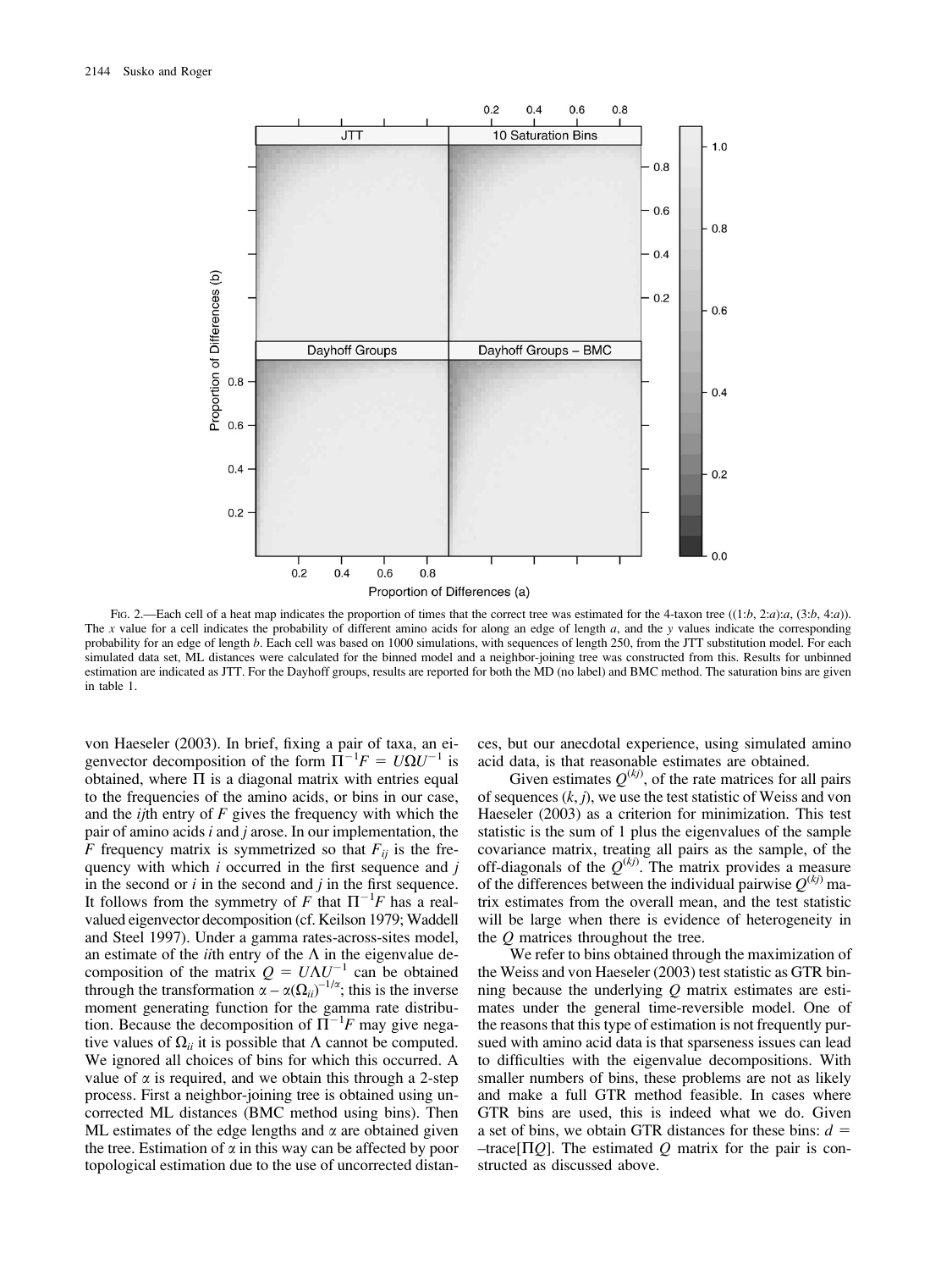Fig. 2.—Each cell of a heat map indicates the proportion of times that the correct tree was estimated for the 4-taxon tree ((1:*b*, 2:*a*):*a*, (3:*b*, 4:*a*)). The *x* value for a cell indicates the probability of different amino acids for along an edge of length *a*, and the *y* values indicate the corresponding probability for an edge of length *b*. Each cell was based on 1000 simulations, with sequences of length 250, from the JTT substitution model. For each simulated data set, ML distances were calculated for the binned model and a neighbor-joining tree was constructed from this. Results for unbinned estimation are indicated as JTT. For the Dayhoff groups, results are reported for both the MD (no label) and BMC method. The saturation bins are given in table 1.

von Haeseler (2003). In brief, fixing a pair of taxa, an eigenvector decomposition of the form $\Pi^{-1}F = U\Omega U^{-1}$ is obtained, where $\Pi$ is a diagonal matrix with entries equal to the frequencies of the amino acids, or bins in our case, and the *ij*th entry of $F$ gives the frequency with which the pair of amino acids $i$ and $j$ arose. In our implementation, the $F$ frequency matrix is symmetrized so that $F_{ij}$ is the frequency with which $i$ occurred in the first sequence and $j$ in the second or $i$ in the second and $j$ in the first sequence. It follows from the symmetry of $F$ that $\Pi^{-1}F$ has a real-valued eigenvector decomposition (cf. Keilson 1979; Waddell and Steel 1997). Under a gamma rates-across-sites model, an estimate of the *ii*th entry of the $\Lambda$ in the eigenvalue decomposition of the matrix $Q = U\Lambda U^{-1}$ can be obtained through the transformation $\alpha - \alpha(\Omega_{ii})^{-1/\alpha}$; this is the inverse moment generating function for the gamma rate distribution. Because the decomposition of $\Pi^{-1}F$ may give negative values of $\Omega_{ii}$ it is possible that $\Lambda$ cannot be computed. We ignored all choices of bins for which this occurred. A value of $\alpha$ is required, and we obtain this through a 2-step process. First a neighbor-joining tree is obtained using uncorrected ML distances (BMC method using bins). Then ML estimates of the edge lengths and $\alpha$ are obtained given the tree. Estimation of $\alpha$ in this way can be affected by poor topological estimation due to the use of uncorrected distances, but our anecdotal experience, using simulated amino acid data, is that reasonable estimates are obtained.

Given estimates $Q^{(kj)}$, of the rate matrices for all pairs of sequences $(k, j)$, we use the test statistic of Weiss and von Haeseler (2003) as a criterion for minimization. This test statistic is the sum of 1 plus the eigenvalues of the sample covariance matrix, treating all pairs as the sample, of the off-diagonals of the $Q^{(kj)}$. The matrix provides a measure of the differences between the individual pairwise $Q^{(kj)}$ matrix estimates from the overall mean, and the test statistic will be large when there is evidence of heterogeneity in the $Q$ matrices throughout the tree.

We refer to bins obtained through the maximization of the Weiss and von Haeseler (2003) test statistic as GTR binning because the underlying $Q$ matrix estimates are estimates under the general time-reversible model. One of the reasons that this type of estimation is not frequently pursued with amino acid data is that sparseness issues can lead to difficulties with the eigenvalue decompositions. With smaller numbers of bins, these problems are not as likely and make a full GTR method feasible. In cases where GTR bins are used, this is indeed what we do. Given a set of bins, we obtain GTR distances for these bins: $d = -\text{trace}[\Pi Q]$. The estimated $Q$ matrix for the pair is constructed as discussed above.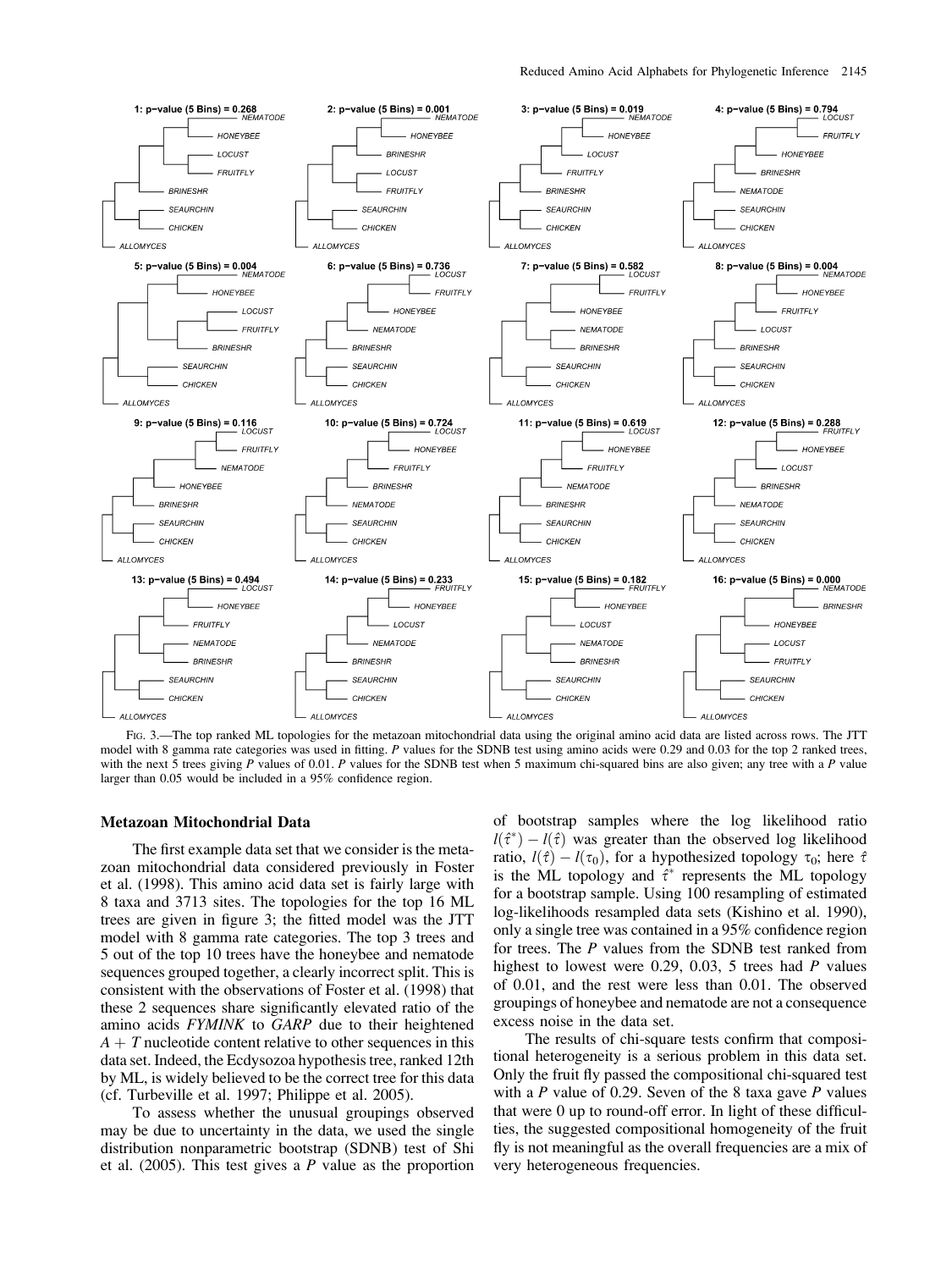FIG. 3.—The top ranked ML topologies for the metazoan mitochondrial data using the original amino acid data are listed across rows. The JTT model with 8 gamma rate categories was used in fitting. *P* values for the SDNB test using amino acids were 0.29 and 0.03 for the top 2 ranked trees, with the next 5 trees giving *P* values of 0.01. *P* values for the SDNB test when 5 maximum chi-squared bins are also given; any tree with a *P* value larger than 0.05 would be included in a 95% confidence region.

### Metazoan Mitochondrial Data

The first example data set that we consider is the metazoan mitochondrial data considered previously in Foster et al. (1998). This amino acid data set is fairly large with 8 taxa and 3713 sites. The topologies for the top 16 ML trees are given in figure 3; the fitted model was the JTT model with 8 gamma rate categories. The top 3 trees and 5 out of the top 10 trees have the honeybee and nematode sequences grouped together, a clearly incorrect split. This is consistent with the observations of Foster et al. (1998) that these 2 sequences share significantly elevated ratio of the amino acids *FYMINK* to *GARP* due to their heightened $A + T$ nucleotide content relative to other sequences in this data set. Indeed, the Ecdysozoa hypothesis tree, ranked 12th by ML, is widely believed to be the correct tree for this data (cf. Turbeville et al. 1997; Philippe et al. 2005).

To assess whether the unusual groupings observed may be due to uncertainty in the data, we used the single distribution nonparametric bootstrap (SDNB) test of Shi et al. (2005). This test gives a *P* value as the proportion of bootstrap samples where the log likelihood ratio $l(\hat{\tau}^*) - l(\hat{\tau})$ was greater than the observed log likelihood ratio, $l(\hat{\tau}) - l(\tau_0)$, for a hypothesized topology $\tau_0$; here $\hat{\tau}$ is the ML topology and $\hat{\tau}^*$ represents the ML topology for a bootstrap sample. Using 100 resampling of estimated log-likelihoods resampled data sets (Kishino et al. 1990), only a single tree was contained in a 95% confidence region for trees. The *P* values from the SDNB test ranked from highest to lowest were 0.29, 0.03, 5 trees had *P* values of 0.01, and the rest were less than 0.01. The observed groupings of honeybee and nematode are not a consequence excess noise in the data set.

The results of chi-square tests confirm that compositional heterogeneity is a serious problem in this data set. Only the fruit fly passed the compositional chi-squared test with a *P* value of 0.29. Seven of the 8 taxa gave *P* values that were 0 up to round-off error. In light of these difficulties, the suggested compositional homogeneity of the fruit fly is not meaningful as the overall frequencies are a mix of very heterogeneous frequencies.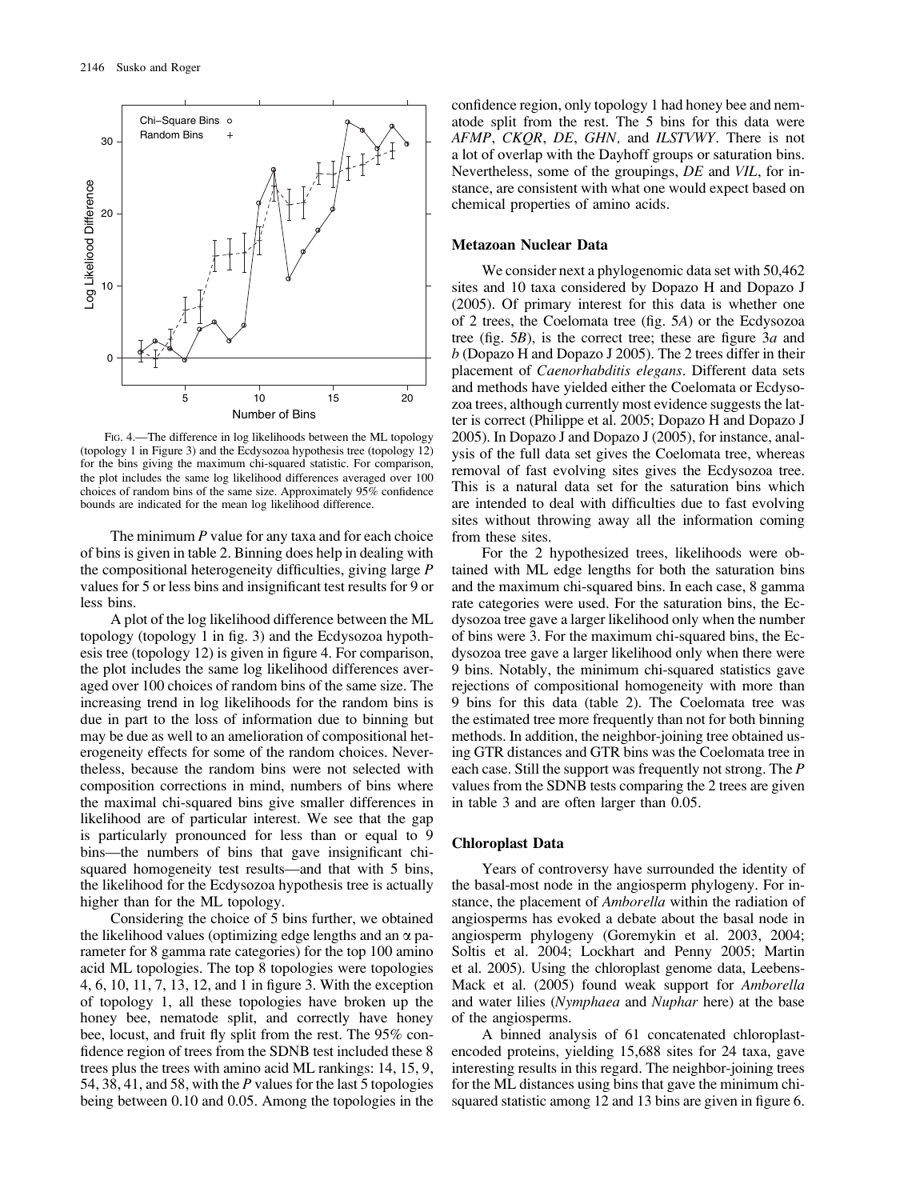FIG. 4.—The difference in log likelihoods between the ML topology (topology 1 in Figure 3) and the Ecdysozoa hypothesis tree (topology 12) for the bins giving the maximum chi-squared statistic. For comparison, the plot includes the same log likelihood differences averaged over 100 choices of random bins of the same size. Approximately 95% confidence bounds are indicated for the mean log likelihood difference.

The minimum *P* value for any taxa and for each choice of bins is given in table 2. Binning does help in dealing with the compositional heterogeneity difficulties, giving large *P* values for 5 or less bins and insignificant test results for 9 or less bins.

A plot of the log likelihood difference between the ML topology (topology 1 in fig. 3) and the Ecdysozoa hypothesis tree (topology 12) is given in figure 4. For comparison, the plot includes the same log likelihood differences averaged over 100 choices of random bins of the same size. The increasing trend in log likelihoods for the random bins is due in part to the loss of information due to binning but may be due as well to an amelioration of compositional heterogeneity effects for some of the random choices. Nevertheless, because the random bins were not selected with composition corrections in mind, numbers of bins where the maximal chi-squared bins give smaller differences in likelihood are of particular interest. We see that the gap is particularly pronounced for less than or equal to 9 bins—the numbers of bins that gave insignificant chi-squared homogeneity test results—and that with 5 bins, the likelihood for the Ecdysozoa hypothesis tree is actually higher than for the ML topology.

Considering the choice of 5 bins further, we obtained the likelihood values (optimizing edge lengths and an $\alpha$ parameter for 8 gamma rate categories) for the top 100 amino acid ML topologies. The top 8 topologies were topologies 4, 6, 10, 11, 7, 13, 12, and 1 in figure 3. With the exception of topology 1, all these topologies have broken up the honey bee, nematode split, and correctly have honey bee, locust, and fruit fly split from the rest. The 95% confidence region of trees from the SDNB test included these 8 trees plus the trees with amino acid ML rankings: 14, 15, 9, 54, 38, 41, and 58, with the *P* values for the last 5 topologies being between 0.10 and 0.05. Among the topologies in the confidence region, only topology 1 had honey bee and nematode split from the rest. The 5 bins for this data were *AFMP*, *CKQR*, *DE*, *GHN*, and *ILSTVWY*. There is not a lot of overlap with the Dayhoff groups or saturation bins. Nevertheless, some of the groupings, *DE* and *VIL*, for instance, are consistent with what one would expect based on chemical properties of amino acids.

### Metazoan Nuclear Data

We consider next a phylogenomic data set with 50,462 sites and 10 taxa considered by Dopazo H and Dopazo J (2005). Of primary interest for this data is whether one of 2 trees, the Coelomata tree (fig. 5*A*) or the Ecdysozoa tree (fig. 5*B*), is the correct tree; these are figure 3*a* and *b* (Dopazo H and Dopazo J 2005). The 2 trees differ in their placement of *Caenorhabditis elegans*. Different data sets and methods have yielded either the Coelomata or Ecdysozoa trees, although currently most evidence suggests the latter is correct (Philippe et al. 2005; Dopazo H and Dopazo J 2005). In Dopazo J and Dopazo J (2005), for instance, analysis of the full data set gives the Coelomata tree, whereas removal of fast evolving sites gives the Ecdysozoa tree. This is a natural data set for the saturation bins which are intended to deal with difficulties due to fast evolving sites without throwing away all the information coming from these sites.

For the 2 hypothesized trees, likelihoods were obtained with ML edge lengths for both the saturation bins and the maximum chi-squared bins. In each case, 8 gamma rate categories were used. For the saturation bins, the Ecdysozoa tree gave a larger likelihood only when the number of bins were 3. For the maximum chi-squared bins, the Ecdysozoa tree gave a larger likelihood only when there were 9 bins. Notably, the minimum chi-squared statistics gave rejections of compositional homogeneity with more than 9 bins for this data (table 2). The Coelomata tree was the estimated tree more frequently than not for both binning methods. In addition, the neighbor-joining tree obtained using GTR distances and GTR bins was the Coelomata tree in each case. Still the support was frequently not strong. The *P* values from the SDNB tests comparing the 2 trees are given in table 3 and are often larger than 0.05.

### Chloroplast Data

Years of controversy have surrounded the identity of the basal-most node in the angiosperm phylogeny. For instance, the placement of *Amborella* within the radiation of angiosperms has evoked a debate about the basal node in angiosperm phylogeny (Goremykin et al. 2003, 2004; Soltis et al. 2004; Lockhart and Penny 2005; Martin et al. 2005). Using the chloroplast genome data, Leebens-Mack et al. (2005) found weak support for *Amborella* and water lilies (*Nymphaea* and *Nuphar* here) at the base of the angiosperms.

A binned analysis of 61 concatenated chloroplast-encoded proteins, yielding 15,688 sites for 24 taxa, gave interesting results in this regard. The neighbor-joining trees for the ML distances using bins that gave the minimum chi-squared statistic among 12 and 13 bins are given in figure 6.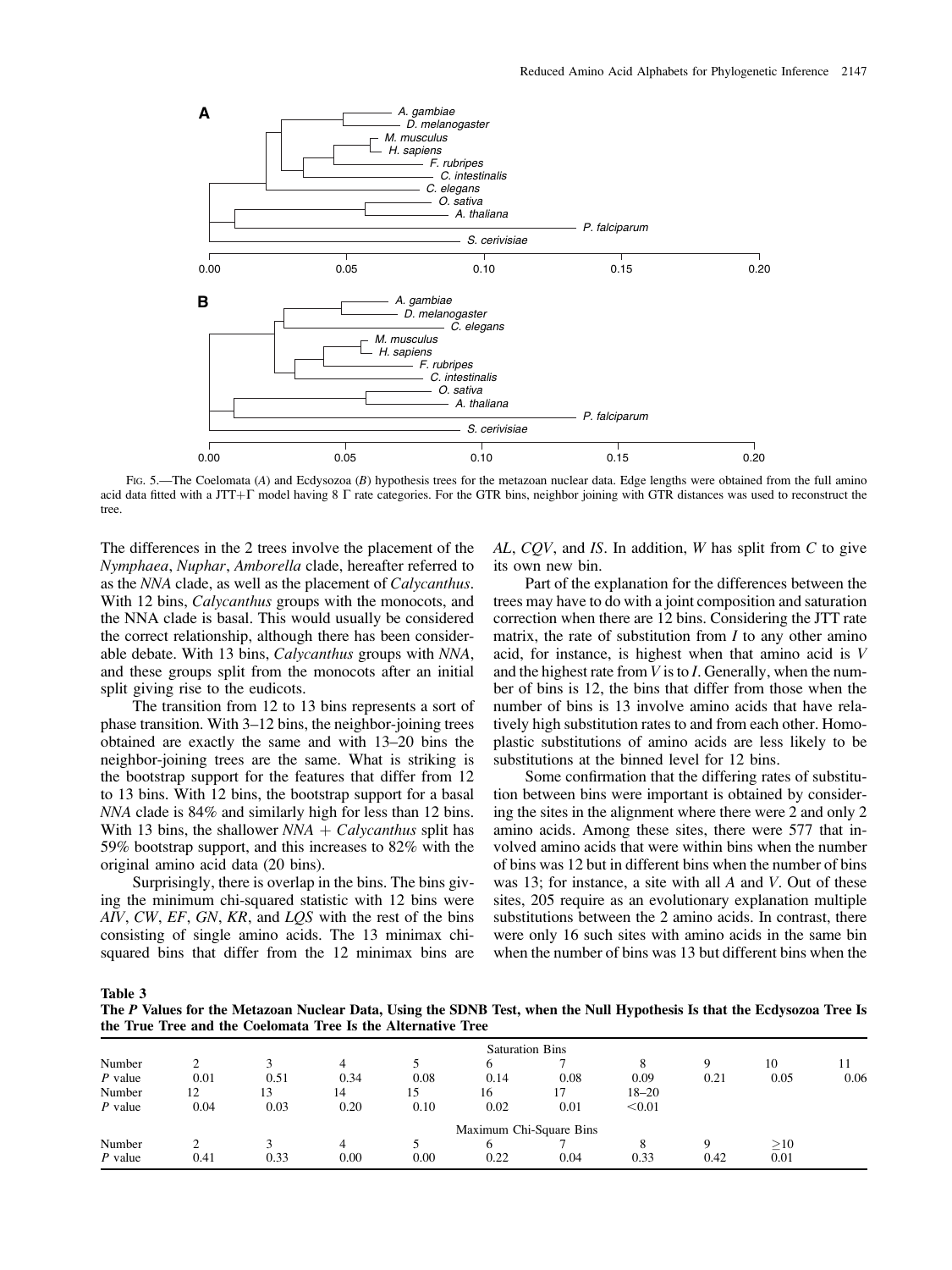FIG. 5.—The Coelomata (*A*) and Ecdysozoa (*B*) hypothesis trees for the metazoan nuclear data. Edge lengths were obtained from the full amino acid data fitted with a JTT+Γ model having 8 Γ rate categories. For the GTR bins, neighbor joining with GTR distances was used to reconstruct the tree.

The differences in the 2 trees involve the placement of the *Nymphaea*, *Nuphar*, *Amborella* clade, hereafter referred to as the *NNA* clade, as well as the placement of *Calycanthus*. With 12 bins, *Calycanthus* groups with the monocots, and the NNA clade is basal. This would usually be considered the correct relationship, although there has been considerable debate. With 13 bins, *Calycanthus* groups with *NNA*, and these groups split from the monocots after an initial split giving rise to the eudicots.

The transition from 12 to 13 bins represents a sort of phase transition. With 3–12 bins, the neighbor-joining trees obtained are exactly the same and with 13–20 bins the neighbor-joining trees are the same. What is striking is the bootstrap support for the features that differ from 12 to 13 bins. With 12 bins, the bootstrap support for a basal *NNA* clade is 84% and similarly high for less than 12 bins. With 13 bins, the shallower *NNA* + *Calycanthus* split has 59% bootstrap support, and this increases to 82% with the original amino acid data (20 bins).

Surprisingly, there is overlap in the bins. The bins giving the minimum chi-squared statistic with 12 bins were *AIV*, *CW*, *EF*, *GN*, *KR*, and *LQS* with the rest of the bins consisting of single amino acids. The 13 minimax chi-squared bins that differ from the 12 minimax bins are *AL*, *CQV*, and *IS*. In addition, *W* has split from *C* to give its own new bin.

Part of the explanation for the differences between the trees may have to do with a joint composition and saturation correction when there are 12 bins. Considering the JTT rate matrix, the rate of substitution from *I* to any other amino acid, for instance, is highest when that amino acid is *V* and the highest rate from *V* is to *I*. Generally, when the number of bins is 12, the bins that differ from those when the number of bins is 13 involve amino acids that have relatively high substitution rates to and from each other. Homoplastic substitutions of amino acids are less likely to be substitutions at the binned level for 12 bins.

Some confirmation that the differing rates of substitution between bins were important is obtained by considering the sites in the alignment where there were 2 and only 2 amino acids. Among these sites, there were 577 that involved amino acids that were within bins when the number of bins was 12 but in different bins when the number of bins was 13; for instance, a site with all *A* and *V*. Out of these sites, 205 require as an evolutionary explanation multiple substitutions between the 2 amino acids. In contrast, there were only 16 such sites with amino acids in the same bin when the number of bins was 13 but different bins when the

**Table 3**
**The *P* Values for the Metazoan Nuclear Data, Using the SDNB Test, when the Null Hypothesis Is that the Ecdysozoa Tree Is the True Tree and the Coelomata Tree Is the Alternative Tree**

| | Saturation Bins | | | | | | | | | |
|---|---|---|---|---|---|---|---|---|---|---|
| Number | 2 | 3 | 4 | 5 | 6 | 7 | 8 | 9 | 10 | 11 |
| *P* value | 0.01 | 0.51 | 0.34 | 0.08 | 0.14 | 0.08 | 0.09 | 0.21 | 0.05 | 0.06 |
| Number | 12 | 13 | 14 | 15 | 16 | 17 | 18–20 | | | |
| *P* value | 0.04 | 0.03 | 0.20 | 0.10 | 0.02 | 0.01 | <0.01 | | | |
| | Maximum Chi-Square Bins | | | | | | | | | |
| Number | 2 | 3 | 4 | 5 | 6 | 7 | 8 | 9 | ≥10 | |
| *P* value | 0.41 | 0.33 | 0.00 | 0.00 | 0.22 | 0.04 | 0.33 | 0.42 | 0.01 | |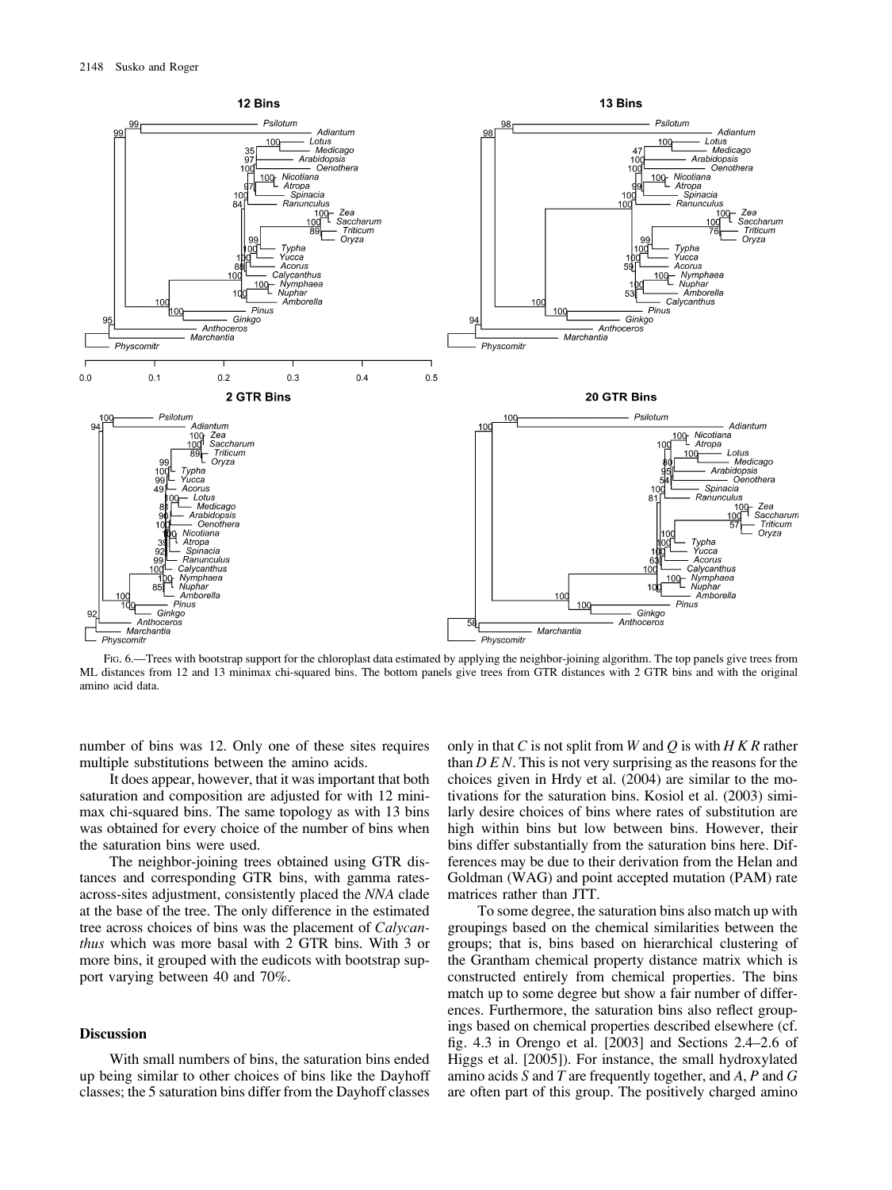FIG. 6.—Trees with bootstrap support for the chloroplast data estimated by applying the neighbor-joining algorithm. The top panels give trees from ML distances from 12 and 13 minimax chi-squared bins. The bottom panels give trees from GTR distances with 2 GTR bins and with the original amino acid data.

number of bins was 12. Only one of these sites requires multiple substitutions between the amino acids.

It does appear, however, that it was important that both saturation and composition are adjusted for with 12 minimax chi-squared bins. The same topology as with 13 bins was obtained for every choice of the number of bins when the saturation bins were used.

The neighbor-joining trees obtained using GTR distances and corresponding GTR bins, with gamma rates-across-sites adjustment, consistently placed the *NNA* clade at the base of the tree. The only difference in the estimated tree across choices of bins was the placement of *Calycanthus* which was more basal with 2 GTR bins. With 3 or more bins, it grouped with the eudicots with bootstrap support varying between 40 and 70%.

## Discussion

With small numbers of bins, the saturation bins ended up being similar to other choices of bins like the Dayhoff classes; the 5 saturation bins differ from the Dayhoff classes only in that *C* is not split from *W* and *Q* is with *H K R* rather than *D E N*. This is not very surprising as the reasons for the choices given in Hrdy et al. (2004) are similar to the motivations for the saturation bins. Kosiol et al. (2003) similarly desire choices of bins where rates of substitution are high within bins but low between bins. However, their bins differ substantially from the saturation bins here. Differences may be due to their derivation from the Helan and Goldman (WAG) and point accepted mutation (PAM) rate matrices rather than JTT.

To some degree, the saturation bins also match up with groupings based on the chemical similarities between the groups; that is, bins based on hierarchical clustering of the Grantham chemical property distance matrix which is constructed entirely from chemical properties. The bins match up to some degree but show a fair number of differences. Furthermore, the saturation bins also reflect groupings based on chemical properties described elsewhere (cf. fig. 4.3 in Orengo et al. [2003] and Sections 2.4–2.6 of Higgs et al. [2005]). For instance, the small hydroxylated amino acids *S* and *T* are frequently together, and *A*, *P* and *G* are often part of this group. The positively charged amino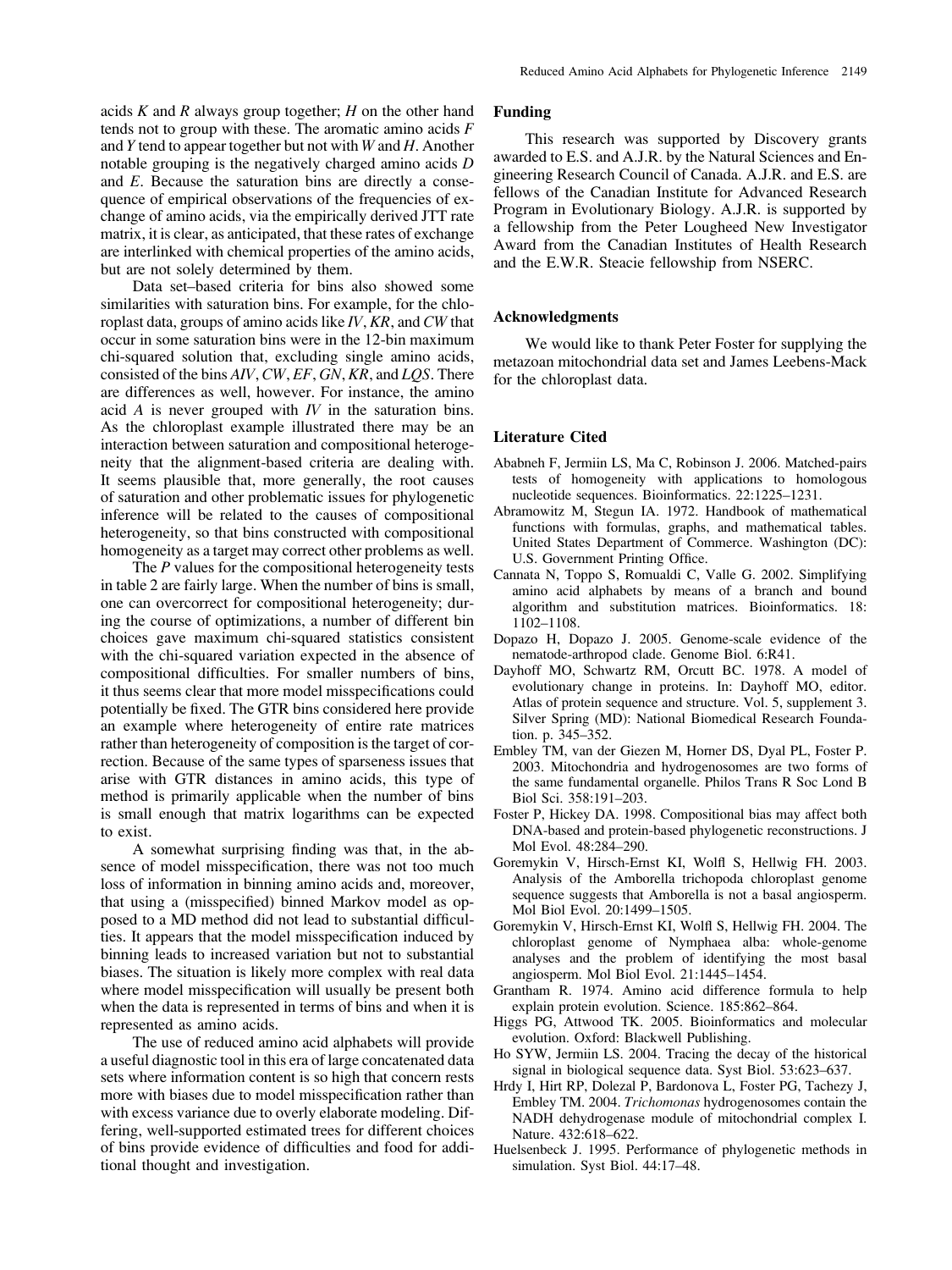acids *K* and *R* always group together; *H* on the other hand tends not to group with these. The aromatic amino acids *F* and *Y* tend to appear together but not with *W* and *H*. Another notable grouping is the negatively charged amino acids *D* and *E*. Because the saturation bins are directly a consequence of empirical observations of the frequencies of exchange of amino acids, via the empirically derived JTT rate matrix, it is clear, as anticipated, that these rates of exchange are interlinked with chemical properties of the amino acids, but are not solely determined by them.

Data set–based criteria for bins also showed some similarities with saturation bins. For example, for the chloroplast data, groups of amino acids like *IV*, *KR*, and *CW* that occur in some saturation bins were in the 12-bin maximum chi-squared solution that, excluding single amino acids, consisted of the bins *AIV*, *CW*, *EF*, *GN*, *KR*, and *LQS*. There are differences as well, however. For instance, the amino acid *A* is never grouped with *IV* in the saturation bins. As the chloroplast example illustrated there may be an interaction between saturation and compositional heterogeneity that the alignment-based criteria are dealing with. It seems plausible that, more generally, the root causes of saturation and other problematic issues for phylogenetic inference will be related to the causes of compositional heterogeneity, so that bins constructed with compositional homogeneity as a target may correct other problems as well.

The *P* values for the compositional heterogeneity tests in table 2 are fairly large. When the number of bins is small, one can overcorrect for compositional heterogeneity; during the course of optimizations, a number of different bin choices gave maximum chi-squared statistics consistent with the chi-squared variation expected in the absence of compositional difficulties. For smaller numbers of bins, it thus seems clear that more model misspecifications could potentially be fixed. The GTR bins considered here provide an example where heterogeneity of entire rate matrices rather than heterogeneity of composition is the target of correction. Because of the same types of sparseness issues that arise with GTR distances in amino acids, this type of method is primarily applicable when the number of bins is small enough that matrix logarithms can be expected to exist.

A somewhat surprising finding was that, in the absence of model misspecification, there was not too much loss of information in binning amino acids and, moreover, that using a (misspecified) binned Markov model as opposed to a MD method did not lead to substantial difficulties. It appears that the model misspecification induced by binning leads to increased variation but not to substantial biases. The situation is likely more complex with real data where model misspecification will usually be present both when the data is represented in terms of bins and when it is represented as amino acids.

The use of reduced amino acid alphabets will provide a useful diagnostic tool in this era of large concatenated data sets where information content is so high that concern rests more with biases due to model misspecification rather than with excess variance due to overly elaborate modeling. Differing, well-supported estimated trees for different choices of bins provide evidence of difficulties and food for additional thought and investigation.

## Funding

This research was supported by Discovery grants awarded to E.S. and A.J.R. by the Natural Sciences and Engineering Research Council of Canada. A.J.R. and E.S. are fellows of the Canadian Institute for Advanced Research Program in Evolutionary Biology. A.J.R. is supported by a fellowship from the Peter Lougheed New Investigator Award from the Canadian Institutes of Health Research and the E.W.R. Steacie fellowship from NSERC.

## Acknowledgments

We would like to thank Peter Foster for supplying the metazoan mitochondrial data set and James Leebens-Mack for the chloroplast data.

## Literature Cited

Ababneh F, Jermiin LS, Ma C, Robinson J. 2006. Matched-pairs tests of homogeneity with applications to homologous nucleotide sequences. Bioinformatics. 22:1225–1231.

Abramowitz M, Stegun IA. 1972. Handbook of mathematical functions with formulas, graphs, and mathematical tables. United States Department of Commerce. Washington (DC): U.S. Government Printing Office.

Cannata N, Toppo S, Romualdi C, Valle G. 2002. Simplifying amino acid alphabets by means of a branch and bound algorithm and substitution matrices. Bioinformatics. 18: 1102–1108.

Dopazo H, Dopazo J. 2005. Genome-scale evidence of the nematode-arthropod clade. Genome Biol. 6:R41.

Dayhoff MO, Schwartz RM, Orcutt BC. 1978. A model of evolutionary change in proteins. In: Dayhoff MO, editor. Atlas of protein sequence and structure. Vol. 5, supplement 3. Silver Spring (MD): National Biomedical Research Foundation. p. 345–352.

Embley TM, van der Giezen M, Horner DS, Dyal PL, Foster P. 2003. Mitochondria and hydrogenosomes are two forms of the same fundamental organelle. Philos Trans R Soc Lond B Biol Sci. 358:191–203.

Foster P, Hickey DA. 1998. Compositional bias may affect both DNA-based and protein-based phylogenetic reconstructions. J Mol Evol. 48:284–290.

Goremykin V, Hirsch-Ernst KI, Wolfl S, Hellwig FH. 2003. Analysis of the Amborella trichopoda chloroplast genome sequence suggests that Amborella is not a basal angiosperm. Mol Biol Evol. 20:1499–1505.

Goremykin V, Hirsch-Ernst KI, Wolfl S, Hellwig FH. 2004. The chloroplast genome of Nymphaea alba: whole-genome analyses and the problem of identifying the most basal angiosperm. Mol Biol Evol. 21:1445–1454.

Grantham R. 1974. Amino acid difference formula to help explain protein evolution. Science. 185:862–864.

Higgs PG, Attwood TK. 2005. Bioinformatics and molecular evolution. Oxford: Blackwell Publishing.

Ho SYW, Jermiin LS. 2004. Tracing the decay of the historical signal in biological sequence data. Syst Biol. 53:623–637.

Hrdy I, Hirt RP, Dolezal P, Bardonova L, Foster PG, Tachezy J, Embley TM. 2004. *Trichomonas* hydrogenosomes contain the NADH dehydrogenase module of mitochondrial complex I. Nature. 432:618–622.

Huelsenbeck J. 1995. Performance of phylogenetic methods in simulation. Syst Biol. 44:17–48.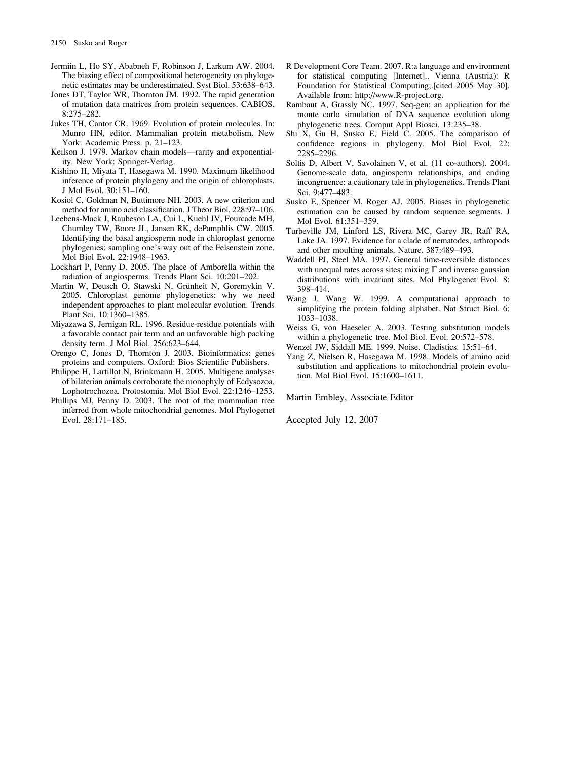Jermiin L, Ho SY, Ababneh F, Robinson J, Larkum AW. 2004. The biasing effect of compositional heterogeneity on phylogenetic estimates may be underestimated. Syst Biol. 53:638–643.

Jones DT, Taylor WR, Thornton JM. 1992. The rapid generation of mutation data matrices from protein sequences. CABIOS. 8:275–282.

Jukes TH, Cantor CR. 1969. Evolution of protein molecules. In: Munro HN, editor. Mammalian protein metabolism. New York: Academic Press. p. 21–123.

Keilson J. 1979. Markov chain models—rarity and exponentiality. New York: Springer-Verlag.

Kishino H, Miyata T, Hasegawa M. 1990. Maximum likelihood inference of protein phylogeny and the origin of chloroplasts. J Mol Evol. 30:151–160.

Kosiol C, Goldman N, Buttimore NH. 2003. A new criterion and method for amino acid classification. J Theor Biol. 228:97–106.

Leebens-Mack J, Raubeson LA, Cui L, Kuehl JV, Fourcade MH, Chumley TW, Boore JL, Jansen RK, dePamphlis CW. 2005. Identifying the basal angiosperm node in chloroplast genome phylogenies: sampling one's way out of the Felsenstein zone. Mol Biol Evol. 22:1948–1963.

Lockhart P, Penny D. 2005. The place of Amborella within the radiation of angiosperms. Trends Plant Sci. 10:201–202.

Martin W, Deusch O, Stawski N, Grünheit N, Goremykin V. 2005. Chloroplast genome phylogenetics: why we need independent approaches to plant molecular evolution. Trends Plant Sci. 10:1360–1385.

Miyazawa S, Jernigan RL. 1996. Residue-residue potentials with a favorable contact pair term and an unfavorable high packing density term. J Mol Biol. 256:623–644.

Orengo C, Jones D, Thornton J. 2003. Bioinformatics: genes proteins and computers. Oxford: Bios Scientific Publishers.

Philippe H, Lartillot N, Brinkmann H. 2005. Multigene analyses of bilaterian animals corroborate the monophyly of Ecdysozoa, Lophotrochozoa. Protostomia. Mol Biol Evol. 22:1246–1253.

Phillips MJ, Penny D. 2003. The root of the mammalian tree inferred from whole mitochondrial genomes. Mol Phylogenet Evol. 28:171–185.

R Development Core Team. 2007. R:a language and environment for statistical computing [Internet].. Vienna (Austria): R Foundation for Statistical Computing;.[cited 2005 May 30]. Available from: http://www.R-project.org.

Rambaut A, Grassly NC. 1997. Seq-gen: an application for the monte carlo simulation of DNA sequence evolution along phylogenetic trees. Comput Appl Biosci. 13:235–38.

Shi X, Gu H, Susko E, Field C. 2005. The comparison of confidence regions in phylogeny. Mol Biol Evol. 22: 2285–2296.

Soltis D, Albert V, Savolainen V, et al. (11 co-authors). 2004. Genome-scale data, angiosperm relationships, and ending incongruence: a cautionary tale in phylogenetics. Trends Plant Sci. 9:477–483.

Susko E, Spencer M, Roger AJ. 2005. Biases in phylogenetic estimation can be caused by random sequence segments. J Mol Evol. 61:351–359.

Turbeville JM, Linford LS, Rivera MC, Garey JR, Raff RA, Lake JA. 1997. Evidence for a clade of nematodes, arthropods and other moulting animals. Nature. 387:489–493.

Waddell PJ, Steel MA. 1997. General time-reversible distances with unequal rates across sites: mixing Γ and inverse gaussian distributions with invariant sites. Mol Phylogenet Evol. 8: 398–414.

Wang J, Wang W. 1999. A computational approach to simplifying the protein folding alphabet. Nat Struct Biol. 6: 1033–1038.

Weiss G, von Haeseler A. 2003. Testing substitution models within a phylogenetic tree. Mol Biol. Evol. 20:572–578.

Wenzel JW, Siddall ME. 1999. Noise. Cladistics. 15:51–64.

Yang Z, Nielsen R, Hasegawa M. 1998. Models of amino acid substitution and applications to mitochondrial protein evolution. Mol Biol Evol. 15:1600–1611.

Martin Embley, Associate Editor

Accepted July 12, 2007